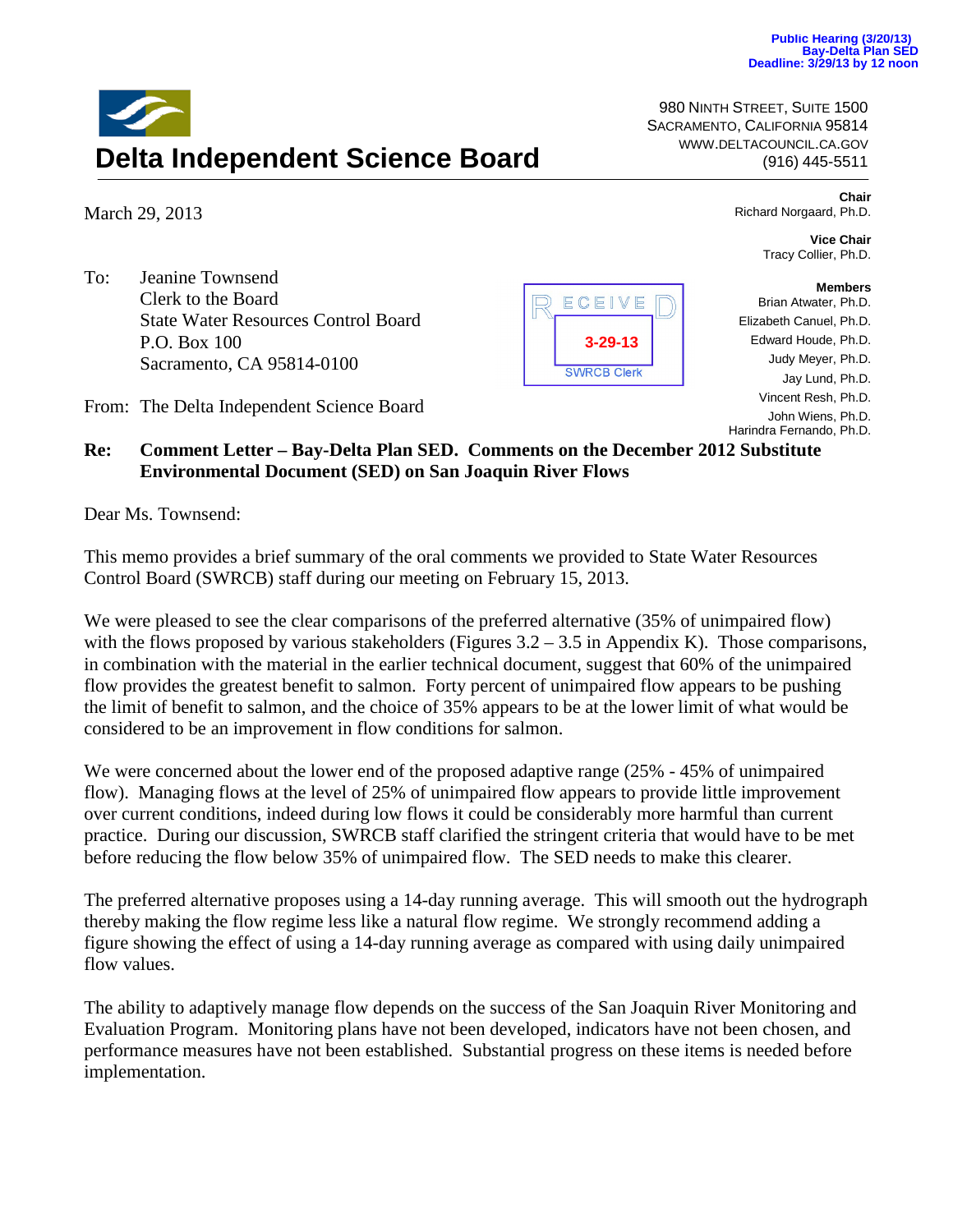Public Hearing (3/20/13)
Bay-Delta Plan SED
Deadline: 3/29/13 by 12 noon

# Delta Independent Science Board

980 NINTH STREET, SUITE 1500
SACRAMENTO, CALIFORNIA 95814
WWW.DELTACOUNCIL.CA.GOV
(916) 445-5511

**Chair**
Richard Norgaard, Ph.D.

**Vice Chair**
Tracy Collier, Ph.D.

**Members**
Brian Atwater, Ph.D.
Elizabeth Canuel, Ph.D.
Edward Houde, Ph.D.
Judy Meyer, Ph.D.
Jay Lund, Ph.D.
Vincent Resh, Ph.D.
John Wiens, Ph.D.
Harindra Fernando, Ph.D.

RECEIVED
3-29-13
SWRCB Clerk

March 29, 2013

To: Jeanine Townsend
Clerk to the Board
State Water Resources Control Board
P.O. Box 100
Sacramento, CA 95814-0100

From: The Delta Independent Science Board

**Re: Comment Letter – Bay-Delta Plan SED. Comments on the December 2012 Substitute Environmental Document (SED) on San Joaquin River Flows**

Dear Ms. Townsend:

This memo provides a brief summary of the oral comments we provided to State Water Resources Control Board (SWRCB) staff during our meeting on February 15, 2013.

We were pleased to see the clear comparisons of the preferred alternative (35% of unimpaired flow) with the flows proposed by various stakeholders (Figures 3.2 – 3.5 in Appendix K). Those comparisons, in combination with the material in the earlier technical document, suggest that 60% of the unimpaired flow provides the greatest benefit to salmon. Forty percent of unimpaired flow appears to be pushing the limit of benefit to salmon, and the choice of 35% appears to be at the lower limit of what would be considered to be an improvement in flow conditions for salmon.

We were concerned about the lower end of the proposed adaptive range (25% - 45% of unimpaired flow). Managing flows at the level of 25% of unimpaired flow appears to provide little improvement over current conditions, indeed during low flows it could be considerably more harmful than current practice. During our discussion, SWRCB staff clarified the stringent criteria that would have to be met before reducing the flow below 35% of unimpaired flow. The SED needs to make this clearer.

The preferred alternative proposes using a 14-day running average. This will smooth out the hydrograph thereby making the flow regime less like a natural flow regime. We strongly recommend adding a figure showing the effect of using a 14-day running average as compared with using daily unimpaired flow values.

The ability to adaptively manage flow depends on the success of the San Joaquin River Monitoring and Evaluation Program. Monitoring plans have not been developed, indicators have not been chosen, and performance measures have not been established. Substantial progress on these items is needed before implementation.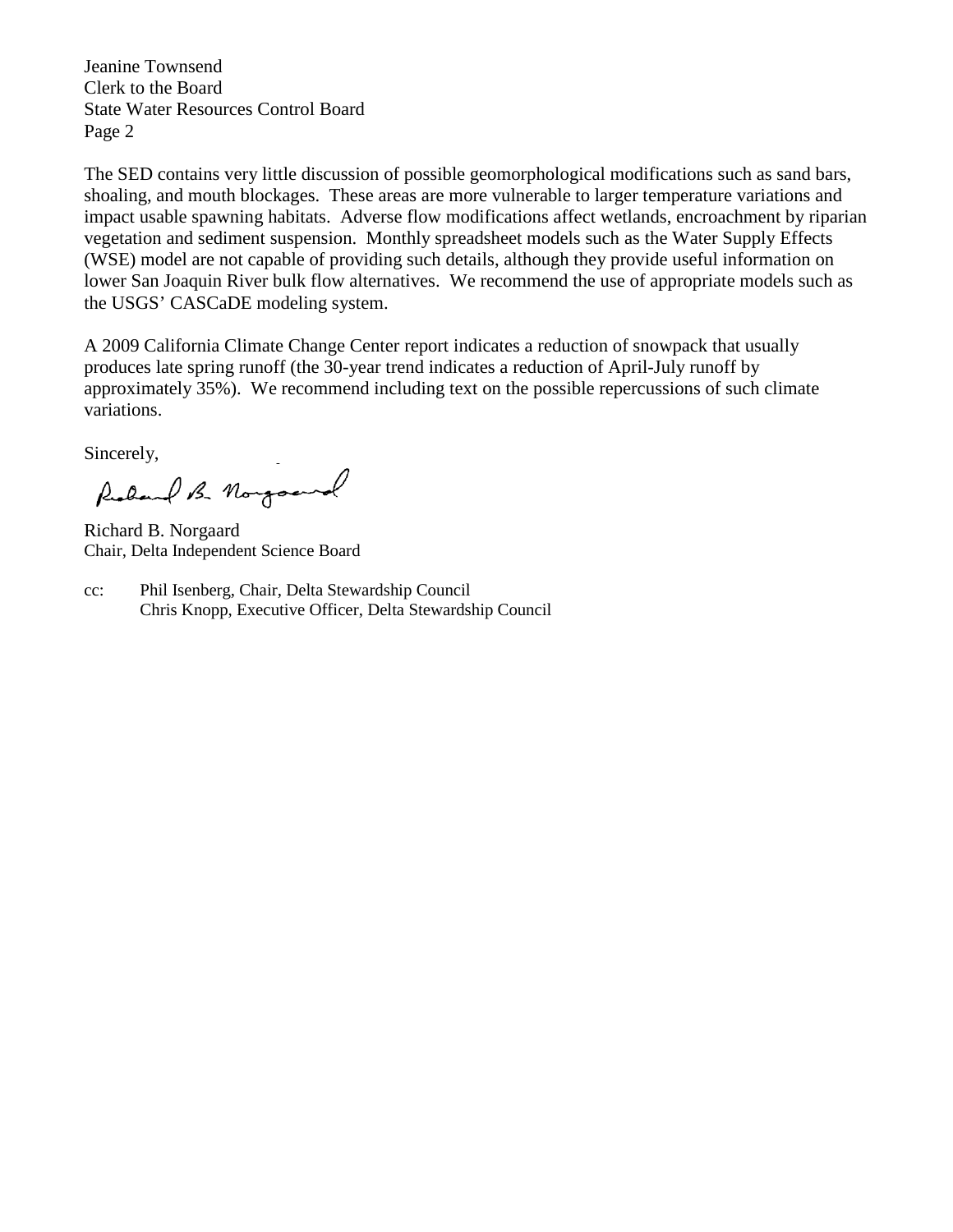Jeanine Townsend
Clerk to the Board
State Water Resources Control Board
Page 2

The SED contains very little discussion of possible geomorphological modifications such as sand bars, shoaling, and mouth blockages. These areas are more vulnerable to larger temperature variations and impact usable spawning habitats. Adverse flow modifications affect wetlands, encroachment by riparian vegetation and sediment suspension. Monthly spreadsheet models such as the Water Supply Effects (WSE) model are not capable of providing such details, although they provide useful information on lower San Joaquin River bulk flow alternatives. We recommend the use of appropriate models such as the USGS' CASCaDE modeling system.

A 2009 California Climate Change Center report indicates a reduction of snowpack that usually produces late spring runoff (the 30-year trend indicates a reduction of April-July runoff by approximately 35%). We recommend including text on the possible repercussions of such climate variations.

Sincerely,

Richard B. Norgaard
Chair, Delta Independent Science Board

cc: Phil Isenberg, Chair, Delta Stewardship Council
Chris Knopp, Executive Officer, Delta Stewardship Council